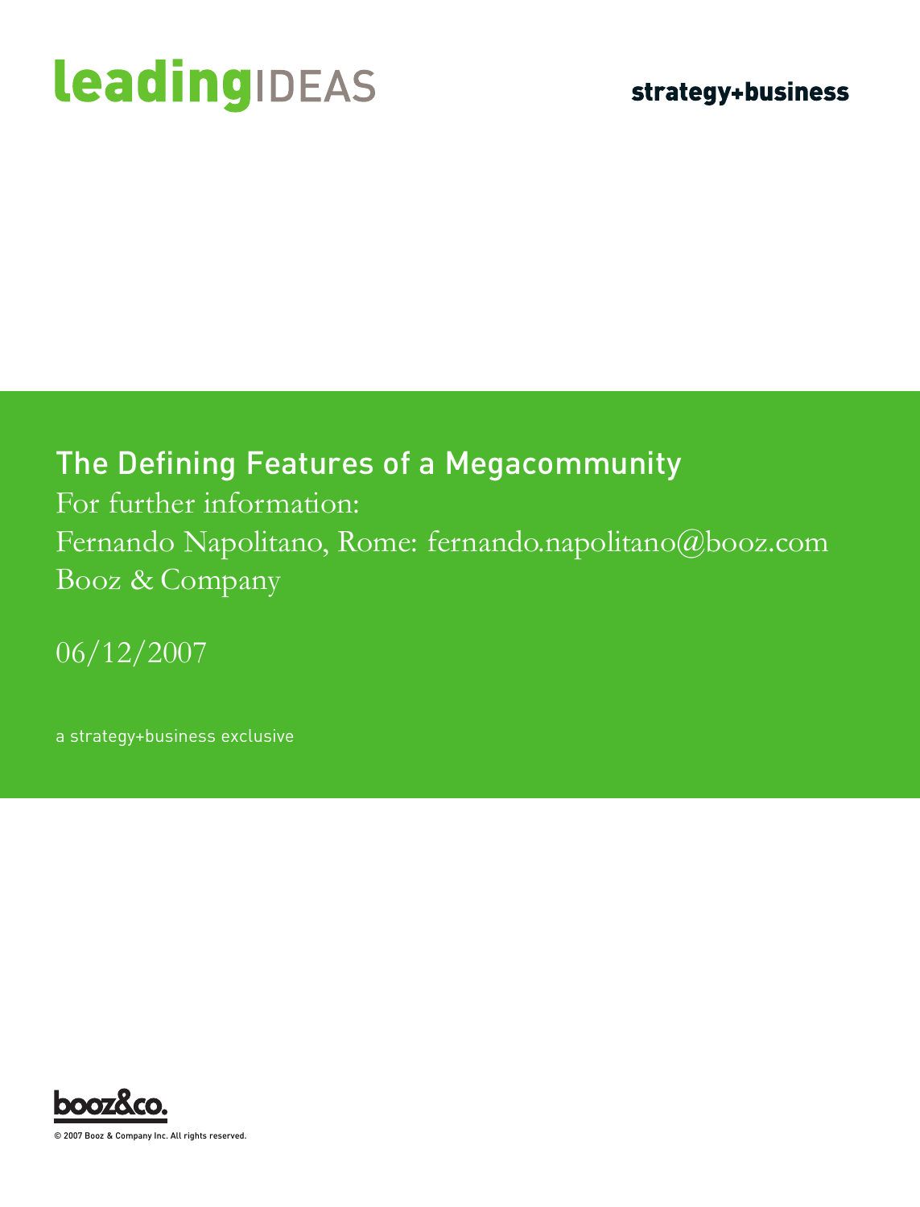leadingIDEAS

strategy+business

# The Defining Features of a Megacommunity

For further information:

Fernando Napolitano, Rome: fernando.napolitano@booz.com

Booz & Company

06/12/2007

a strategy+business exclusive

booz&co.

© 2007 Booz & Company Inc. All rights reserved.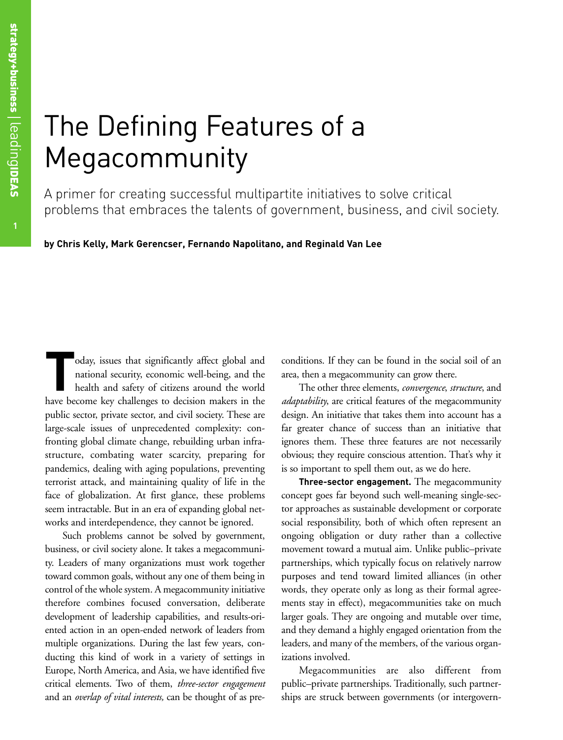# The Defining Features of a Megacommunity

A primer for creating successful multipartite initiatives to solve critical problems that embraces the talents of government, business, and civil society.

**by Chris Kelly, Mark Gerencser, Fernando Napolitano, and Reginald Van Lee**

Today, issues that significantly affect global and national security, economic well-being, and the health and safety of citizens around the world have become key challenges to decision makers in the public sector, private sector, and civil society. These are large-scale issues of unprecedented complexity: confronting global climate change, rebuilding urban infrastructure, combating water scarcity, preparing for pandemics, dealing with aging populations, preventing terrorist attack, and maintaining quality of life in the face of globalization. At first glance, these problems seem intractable. But in an era of expanding global networks and interdependence, they cannot be ignored.

Such problems cannot be solved by government, business, or civil society alone. It takes a megacommunity. Leaders of many organizations must work together toward common goals, without any one of them being in control of the whole system. A megacommunity initiative therefore combines focused conversation, deliberate development of leadership capabilities, and results-oriented action in an open-ended network of leaders from multiple organizations. During the last few years, conducting this kind of work in a variety of settings in Europe, North America, and Asia, we have identified five critical elements. Two of them, *three-sector engagement* and an *overlap of vital interests,* can be thought of as preconditions. If they can be found in the social soil of an area, then a megacommunity can grow there.

The other three elements, *convergence*, *structure*, and *adaptability*, are critical features of the megacommunity design. An initiative that takes them into account has a far greater chance of success than an initiative that ignores them. These three features are not necessarily obvious; they require conscious attention. That's why it is so important to spell them out, as we do here.

**Three-sector engagement.** The megacommunity concept goes far beyond such well-meaning single-sector approaches as sustainable development or corporate social responsibility, both of which often represent an ongoing obligation or duty rather than a collective movement toward a mutual aim. Unlike public–private partnerships, which typically focus on relatively narrow purposes and tend toward limited alliances (in other words, they operate only as long as their formal agreements stay in effect), megacommunities take on much larger goals. They are ongoing and mutable over time, and they demand a highly engaged orientation from the leaders, and many of the members, of the various organizations involved.

Megacommunities are also different from public–private partnerships. Traditionally, such partnerships are struck between governments (or intergovern-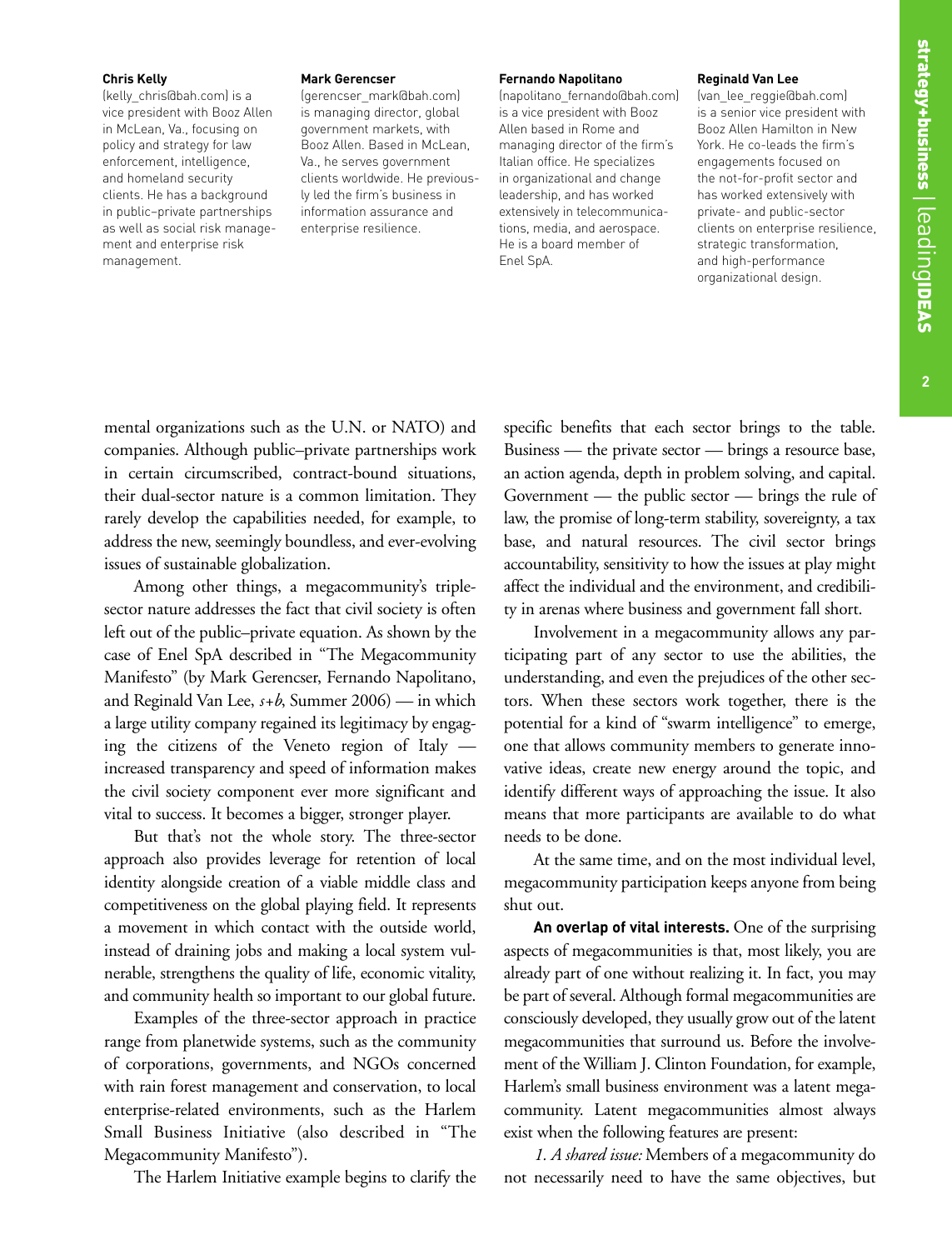**Chris Kelly**
(kelly_chris@bah.com) is a vice president with Booz Allen in McLean, Va., focusing on policy and strategy for law enforcement, intelligence, and homeland security clients. He has a background in public–private partnerships as well as social risk management and enterprise risk management.

**Mark Gerencser**
(gerencser_mark@bah.com) is managing director, global government markets, with Booz Allen. Based in McLean, Va., he serves government clients worldwide. He previously led the firm's business in information assurance and enterprise resilience.

**Fernando Napolitano**
(napolitano_fernando@bah.com) is a vice president with Booz Allen based in Rome and managing director of the firm's Italian office. He specializes in organizational and change leadership, and has worked extensively in telecommunications, media, and aerospace. He is a board member of Enel SpA.

**Reginald Van Lee**
(van_lee_reggie@bah.com) is a senior vice president with Booz Allen Hamilton in New York. He co-leads the firm's engagements focused on the not-for-profit sector and has worked extensively with private- and public-sector clients on enterprise resilience, strategic transformation, and high-performance organizational design.

mental organizations such as the U.N. or NATO) and companies. Although public–private partnerships work in certain circumscribed, contract-bound situations, their dual-sector nature is a common limitation. They rarely develop the capabilities needed, for example, to address the new, seemingly boundless, and ever-evolving issues of sustainable globalization.

Among other things, a megacommunity's triple-sector nature addresses the fact that civil society is often left out of the public–private equation. As shown by the case of Enel SpA described in "The Megacommunity Manifesto" (by Mark Gerencser, Fernando Napolitano, and Reginald Van Lee, *s+b*, Summer 2006) — in which a large utility company regained its legitimacy by engaging the citizens of the Veneto region of Italy — increased transparency and speed of information makes the civil society component ever more significant and vital to success. It becomes a bigger, stronger player.

But that's not the whole story. The three-sector approach also provides leverage for retention of local identity alongside creation of a viable middle class and competitiveness on the global playing field. It represents a movement in which contact with the outside world, instead of draining jobs and making a local system vulnerable, strengthens the quality of life, economic vitality, and community health so important to our global future.

Examples of the three-sector approach in practice range from planetwide systems, such as the community of corporations, governments, and NGOs concerned with rain forest management and conservation, to local enterprise-related environments, such as the Harlem Small Business Initiative (also described in "The Megacommunity Manifesto").

The Harlem Initiative example begins to clarify the specific benefits that each sector brings to the table. Business — the private sector — brings a resource base, an action agenda, depth in problem solving, and capital. Government — the public sector — brings the rule of law, the promise of long-term stability, sovereignty, a tax base, and natural resources. The civil sector brings accountability, sensitivity to how the issues at play might affect the individual and the environment, and credibility in arenas where business and government fall short.

Involvement in a megacommunity allows any participating part of any sector to use the abilities, the understanding, and even the prejudices of the other sectors. When these sectors work together, there is the potential for a kind of "swarm intelligence" to emerge, one that allows community members to generate innovative ideas, create new energy around the topic, and identify different ways of approaching the issue. It also means that more participants are available to do what needs to be done.

At the same time, and on the most individual level, megacommunity participation keeps anyone from being shut out.

**An overlap of vital interests.** One of the surprising aspects of megacommunities is that, most likely, you are already part of one without realizing it. In fact, you may be part of several. Although formal megacommunities are consciously developed, they usually grow out of the latent megacommunities that surround us. Before the involvement of the William J. Clinton Foundation, for example, Harlem's small business environment was a latent megacommunity. Latent megacommunities almost always exist when the following features are present:

*1. A shared issue:* Members of a megacommunity do not necessarily need to have the same objectives, but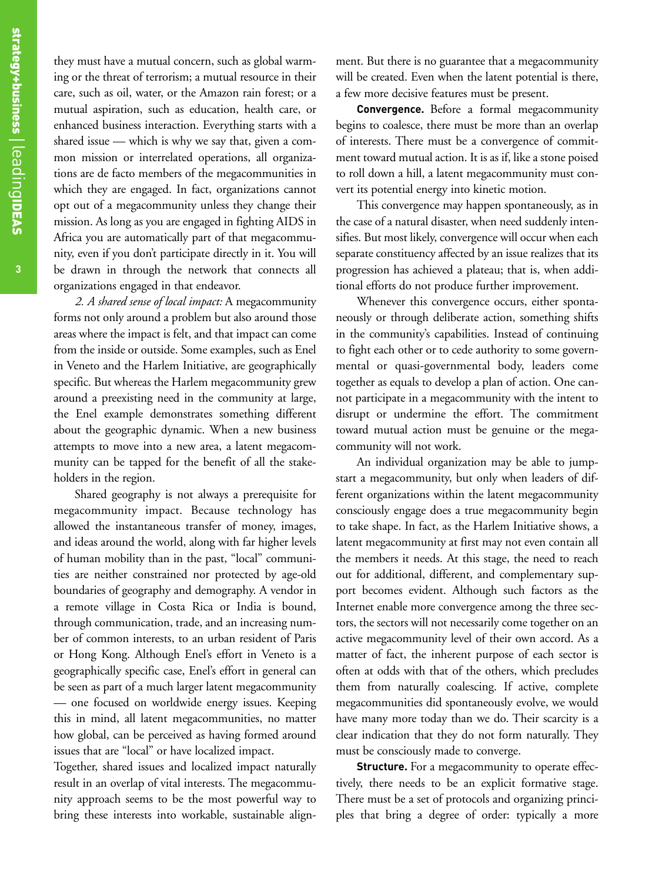they must have a mutual concern, such as global warming or the threat of terrorism; a mutual resource in their care, such as oil, water, or the Amazon rain forest; or a mutual aspiration, such as education, health care, or enhanced business interaction. Everything starts with a shared issue — which is why we say that, given a common mission or interrelated operations, all organizations are de facto members of the megacommunities in which they are engaged. In fact, organizations cannot opt out of a megacommunity unless they change their mission. As long as you are engaged in fighting AIDS in Africa you are automatically part of that megacommunity, even if you don't participate directly in it. You will be drawn in through the network that connects all organizations engaged in that endeavor.

*2. A shared sense of local impact:* A megacommunity forms not only around a problem but also around those areas where the impact is felt, and that impact can come from the inside or outside. Some examples, such as Enel in Veneto and the Harlem Initiative, are geographically specific. But whereas the Harlem megacommunity grew around a preexisting need in the community at large, the Enel example demonstrates something different about the geographic dynamic. When a new business attempts to move into a new area, a latent megacommunity can be tapped for the benefit of all the stakeholders in the region.

Shared geography is not always a prerequisite for megacommunity impact. Because technology has allowed the instantaneous transfer of money, images, and ideas around the world, along with far higher levels of human mobility than in the past, "local" communities are neither constrained nor protected by age-old boundaries of geography and demography. A vendor in a remote village in Costa Rica or India is bound, through communication, trade, and an increasing number of common interests, to an urban resident of Paris or Hong Kong. Although Enel's effort in Veneto is a geographically specific case, Enel's effort in general can be seen as part of a much larger latent megacommunity — one focused on worldwide energy issues. Keeping this in mind, all latent megacommunities, no matter how global, can be perceived as having formed around issues that are "local" or have localized impact.

Together, shared issues and localized impact naturally result in an overlap of vital interests. The megacommunity approach seems to be the most powerful way to bring these interests into workable, sustainable alignment. But there is no guarantee that a megacommunity will be created. Even when the latent potential is there, a few more decisive features must be present.

**Convergence.** Before a formal megacommunity begins to coalesce, there must be more than an overlap of interests. There must be a convergence of commitment toward mutual action. It is as if, like a stone poised to roll down a hill, a latent megacommunity must convert its potential energy into kinetic motion.

This convergence may happen spontaneously, as in the case of a natural disaster, when need suddenly intensifies. But most likely, convergence will occur when each separate constituency affected by an issue realizes that its progression has achieved a plateau; that is, when additional efforts do not produce further improvement.

Whenever this convergence occurs, either spontaneously or through deliberate action, something shifts in the community's capabilities. Instead of continuing to fight each other or to cede authority to some governmental or quasi-governmental body, leaders come together as equals to develop a plan of action. One cannot participate in a megacommunity with the intent to disrupt or undermine the effort. The commitment toward mutual action must be genuine or the megacommunity will not work.

An individual organization may be able to jumpstart a megacommunity, but only when leaders of different organizations within the latent megacommunity consciously engage does a true megacommunity begin to take shape. In fact, as the Harlem Initiative shows, a latent megacommunity at first may not even contain all the members it needs. At this stage, the need to reach out for additional, different, and complementary support becomes evident. Although such factors as the Internet enable more convergence among the three sectors, the sectors will not necessarily come together on an active megacommunity level of their own accord. As a matter of fact, the inherent purpose of each sector is often at odds with that of the others, which precludes them from naturally coalescing. If active, complete megacommunities did spontaneously evolve, we would have many more today than we do. Their scarcity is a clear indication that they do not form naturally. They must be consciously made to converge.

**Structure.** For a megacommunity to operate effectively, there needs to be an explicit formative stage. There must be a set of protocols and organizing principles that bring a degree of order: typically a more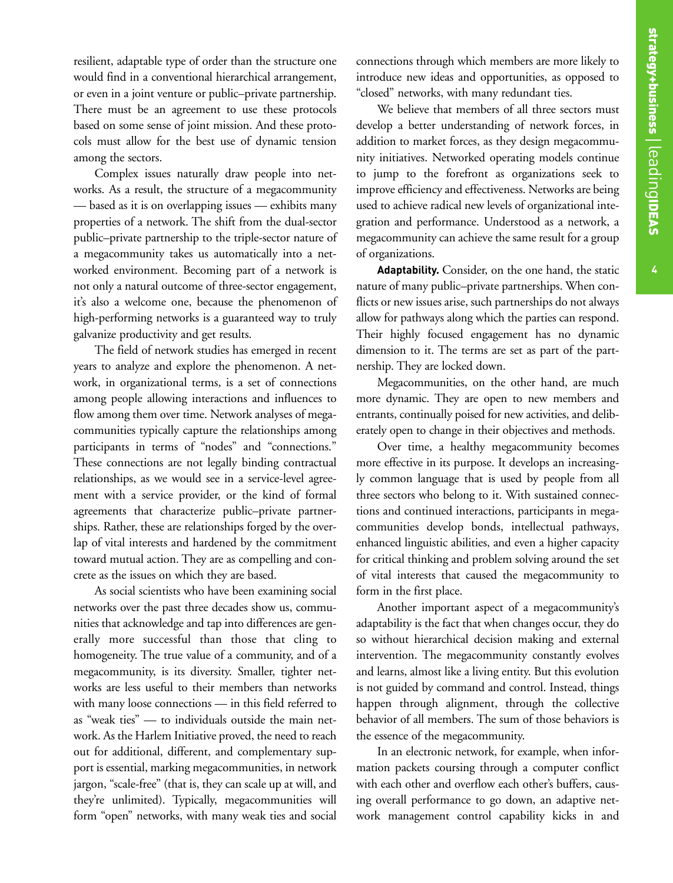resilient, adaptable type of order than the structure one would find in a conventional hierarchical arrangement, or even in a joint venture or public–private partnership. There must be an agreement to use these protocols based on some sense of joint mission. And these protocols must allow for the best use of dynamic tension among the sectors.

Complex issues naturally draw people into networks. As a result, the structure of a megacommunity — based as it is on overlapping issues — exhibits many properties of a network. The shift from the dual-sector public–private partnership to the triple-sector nature of a megacommunity takes us automatically into a networked environment. Becoming part of a network is not only a natural outcome of three-sector engagement, it's also a welcome one, because the phenomenon of high-performing networks is a guaranteed way to truly galvanize productivity and get results.

The field of network studies has emerged in recent years to analyze and explore the phenomenon. A network, in organizational terms, is a set of connections among people allowing interactions and influences to flow among them over time. Network analyses of megacommunities typically capture the relationships among participants in terms of "nodes" and "connections." These connections are not legally binding contractual relationships, as we would see in a service-level agreement with a service provider, or the kind of formal agreements that characterize public–private partnerships. Rather, these are relationships forged by the overlap of vital interests and hardened by the commitment toward mutual action. They are as compelling and concrete as the issues on which they are based.

As social scientists who have been examining social networks over the past three decades show us, communities that acknowledge and tap into differences are generally more successful than those that cling to homogeneity. The true value of a community, and of a megacommunity, is its diversity. Smaller, tighter networks are less useful to their members than networks with many loose connections — in this field referred to as "weak ties" — to individuals outside the main network. As the Harlem Initiative proved, the need to reach out for additional, different, and complementary support is essential, marking megacommunities, in network jargon, "scale-free" (that is, they can scale up at will, and they're unlimited). Typically, megacommunities will form "open" networks, with many weak ties and social connections through which members are more likely to introduce new ideas and opportunities, as opposed to "closed" networks, with many redundant ties.

We believe that members of all three sectors must develop a better understanding of network forces, in addition to market forces, as they design megacommunity initiatives. Networked operating models continue to jump to the forefront as organizations seek to improve efficiency and effectiveness. Networks are being used to achieve radical new levels of organizational integration and performance. Understood as a network, a megacommunity can achieve the same result for a group of organizations.

**Adaptability.** Consider, on the one hand, the static nature of many public–private partnerships. When conflicts or new issues arise, such partnerships do not always allow for pathways along which the parties can respond. Their highly focused engagement has no dynamic dimension to it. The terms are set as part of the partnership. They are locked down.

Megacommunities, on the other hand, are much more dynamic. They are open to new members and entrants, continually poised for new activities, and deliberately open to change in their objectives and methods.

Over time, a healthy megacommunity becomes more effective in its purpose. It develops an increasingly common language that is used by people from all three sectors who belong to it. With sustained connections and continued interactions, participants in megacommunities develop bonds, intellectual pathways, enhanced linguistic abilities, and even a higher capacity for critical thinking and problem solving around the set of vital interests that caused the megacommunity to form in the first place.

Another important aspect of a megacommunity's adaptability is the fact that when changes occur, they do so without hierarchical decision making and external intervention. The megacommunity constantly evolves and learns, almost like a living entity. But this evolution is not guided by command and control. Instead, things happen through alignment, through the collective behavior of all members. The sum of those behaviors is the essence of the megacommunity.

In an electronic network, for example, when information packets coursing through a computer conflict with each other and overflow each other's buffers, causing overall performance to go down, an adaptive network management control capability kicks in and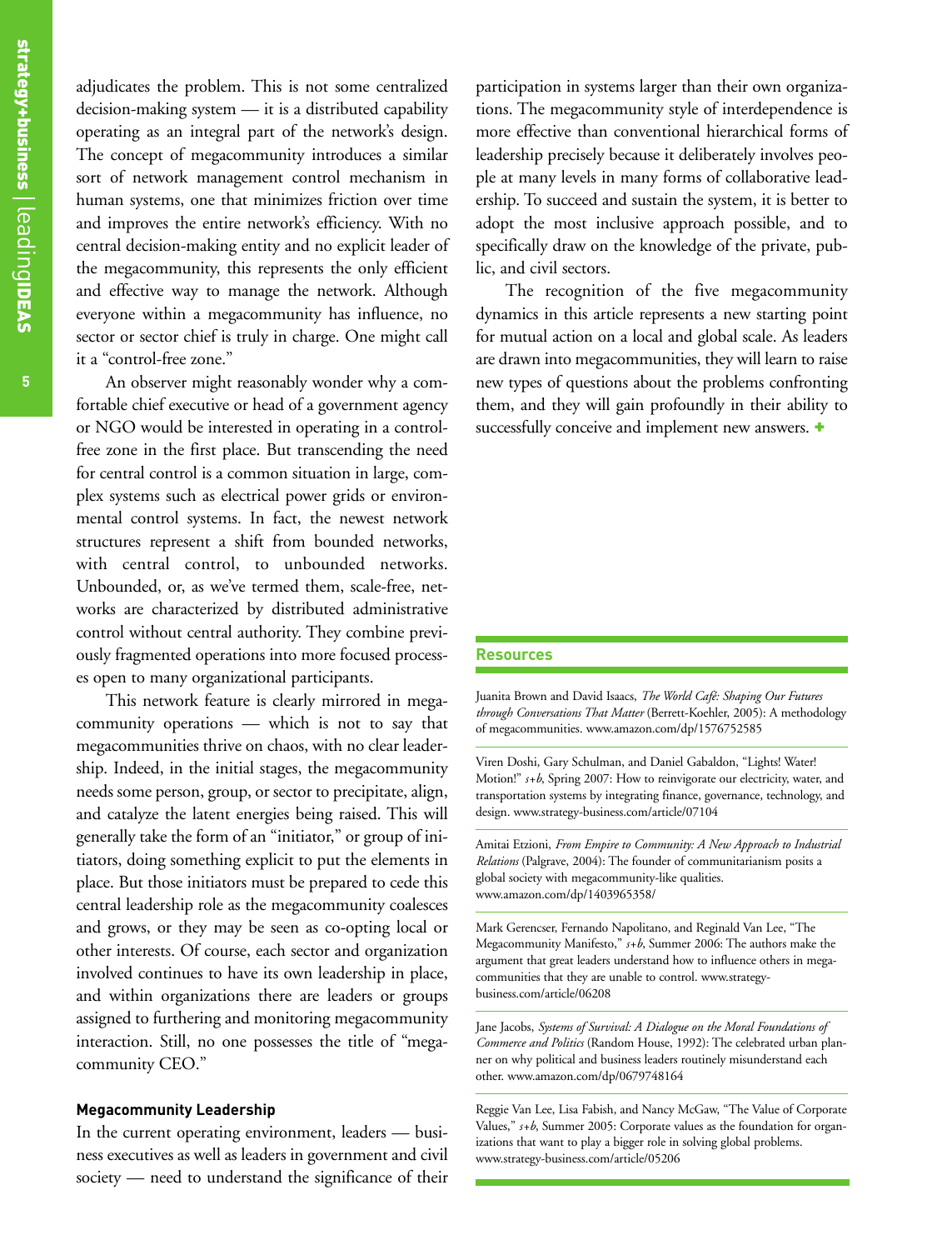adjudicates the problem. This is not some centralized decision-making system — it is a distributed capability operating as an integral part of the network's design. The concept of megacommunity introduces a similar sort of network management control mechanism in human systems, one that minimizes friction over time and improves the entire network's efficiency. With no central decision-making entity and no explicit leader of the megacommunity, this represents the only efficient and effective way to manage the network. Although everyone within a megacommunity has influence, no sector or sector chief is truly in charge. One might call it a "control-free zone."

An observer might reasonably wonder why a comfortable chief executive or head of a government agency or NGO would be interested in operating in a control-free zone in the first place. But transcending the need for central control is a common situation in large, complex systems such as electrical power grids or environmental control systems. In fact, the newest network structures represent a shift from bounded networks, with central control, to unbounded networks. Unbounded, or, as we've termed them, scale-free, networks are characterized by distributed administrative control without central authority. They combine previously fragmented operations into more focused processes open to many organizational participants.

This network feature is clearly mirrored in megacommunity operations — which is not to say that megacommunities thrive on chaos, with no clear leadership. Indeed, in the initial stages, the megacommunity needs some person, group, or sector to precipitate, align, and catalyze the latent energies being raised. This will generally take the form of an "initiator," or group of initiators, doing something explicit to put the elements in place. But those initiators must be prepared to cede this central leadership role as the megacommunity coalesces and grows, or they may be seen as co-opting local or other interests. Of course, each sector and organization involved continues to have its own leadership in place, and within organizations there are leaders or groups assigned to furthering and monitoring megacommunity interaction. Still, no one possesses the title of "megacommunity CEO."

### Megacommunity Leadership

In the current operating environment, leaders — business executives as well as leaders in government and civil society — need to understand the significance of their participation in systems larger than their own organizations. The megacommunity style of interdependence is more effective than conventional hierarchical forms of leadership precisely because it deliberately involves people at many levels in many forms of collaborative leadership. To succeed and sustain the system, it is better to adopt the most inclusive approach possible, and to specifically draw on the knowledge of the private, public, and civil sectors.

The recognition of the five megacommunity dynamics in this article represents a new starting point for mutual action on a local and global scale. As leaders are drawn into megacommunities, they will learn to raise new types of questions about the problems confronting them, and they will gain profoundly in their ability to successfully conceive and implement new answers. +

### Resources

Juanita Brown and David Isaacs, *The World Café: Shaping Our Futures through Conversations That Matter* (Berrett-Koehler, 2005): A methodology of megacommunities. www.amazon.com/dp/1576752585

Viren Doshi, Gary Schulman, and Daniel Gabaldon, "Lights! Water! Motion!" *s+b*, Spring 2007: How to reinvigorate our electricity, water, and transportation systems by integrating finance, governance, technology, and design. www.strategy-business.com/article/07104

Amitai Etzioni, *From Empire to Community: A New Approach to Industrial Relations* (Palgrave, 2004): The founder of communitarianism posits a global society with megacommunity-like qualities. www.amazon.com/dp/1403965358/

Mark Gerencser, Fernando Napolitano, and Reginald Van Lee, "The Megacommunity Manifesto," *s+b*, Summer 2006: The authors make the argument that great leaders understand how to influence others in megacommunities that they are unable to control. www.strategy-business.com/article/06208

Jane Jacobs, *Systems of Survival: A Dialogue on the Moral Foundations of Commerce and Politics* (Random House, 1992): The celebrated urban planner on why political and business leaders routinely misunderstand each other. www.amazon.com/dp/0679748164

Reggie Van Lee, Lisa Fabish, and Nancy McGaw, "The Value of Corporate Values," *s+b*, Summer 2005: Corporate values as the foundation for organizations that want to play a bigger role in solving global problems. www.strategy-business.com/article/05206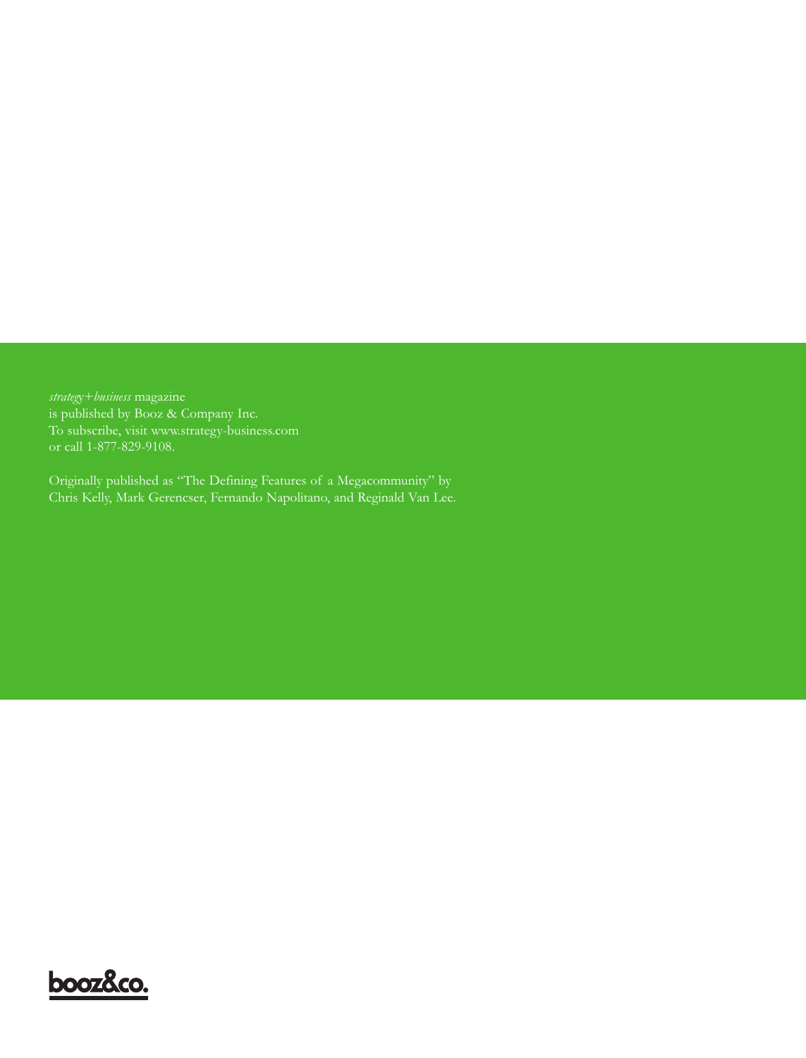*strategy+business* magazine
is published by Booz & Company Inc.
To subscribe, visit www.strategy-business.com
or call 1-877-829-9108.

Originally published as "The Defining Features of a Megacommunity" by
Chris Kelly, Mark Gerencser, Fernando Napolitano, and Reginald Van Lee.

booz&co.